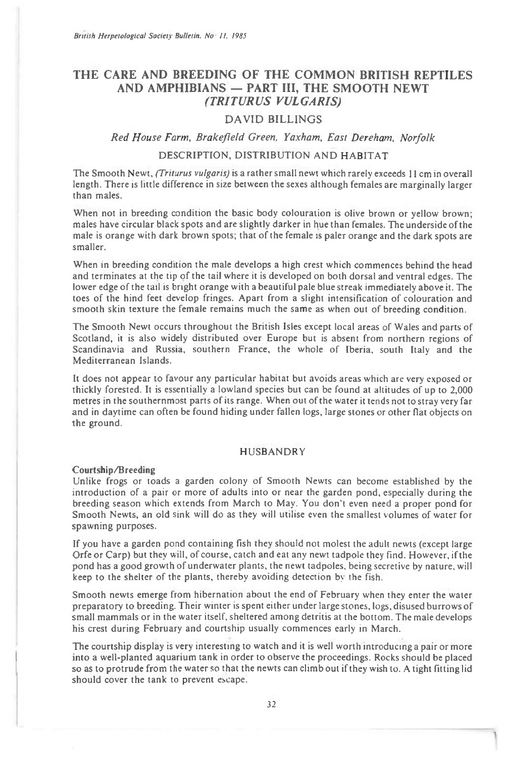# THE CARE AND BREEDING OF THE COMMON BRITISH REPTILES AND AMPHIBIANS — PART III, THE SMOOTH NEWT *(TRITURUS VULGARIS)*

DAVID BILLINGS

*Red House Farm, Brakefield Green, Yaxham, East Dereham, Norfolk*

## DESCRIPTION, DISTRIBUTION AND HABITAT

The Smooth Newt, *(Triturus vulgaris)* is a rather small newt which rarely exceeds 11 cm in overall length. There is little difference in size between the sexes although females are marginally larger than males.

When not in breeding condition the basic body colouration is olive brown or yellow brown; males have circular black spots and are slightly darker in hue than females. The underside of the male is orange with dark brown spots; that of the female is paler orange and the dark spots are smaller.

When in breeding condition the male develops a high crest which commences behind the head and terminates at the tip of the tail where it is developed on both dorsal and ventral edges. The lower edge of the tail is bright orange with a beautiful pale blue streak immediately above it. The toes of the hind feet develop fringes. Apart from a slight intensification of colouration and smooth skin texture the female remains much the same as when out of breeding condition.

The Smooth Newt occurs throughout the British Isles except local areas of Wales and parts of Scotland, it is also widely distributed over Europe but is absent from northern regions of Scandinavia and Russia, southern France, the whole of Iberia, south Italy and the Mediterranean Islands.

It does not appear to favour any particular habitat but avoids areas which are very exposed or thickly forested. It is essentially a lowland species but can be found at altitudes of up to 2,000 metres in the southernmost parts of its range. When out of the water it tends not to stray very far and in daytime can often be found hiding under fallen logs, large stones or other flat objects on the ground.

## HUSBANDRY

**Courtship/Breeding**

Unlike frogs or toads a garden colony of Smooth Newts can become established by the introduction of a pair or more of adults into or near the garden pond, especially during the breeding season which extends from March to May. You don't even need a proper pond for Smooth Newts, an old sink will do as they will utilise even the smallest volumes of water for spawning purposes.

If you have a garden pond containing fish they should not molest the adult newts (except large Orfe or Carp) but they will, of course, catch and eat any newt tadpole they find. However, if the pond has a good growth of underwater plants, the newt tadpoles, being secretive by nature, will keep to the shelter of the plants, thereby avoiding detection by the fish.

Smooth newts emerge from hibernation about the end of February when they enter the water preparatory to breeding. Their winter is spent either under large stones, logs, disused burrows of small mammals or in the water itself, sheltered among detritis at the bottom. The male develops his crest during February and courtship usually commences early in March.

The courtship display is very interesting to watch and it is well worth introducing a pair or more into a well-planted aquarium tank in order to observe the proceedings. Rocks should be placed so as to protrude from the water so that the newts can climb out if they wish to. A tight fitting lid should cover the tank to prevent escape.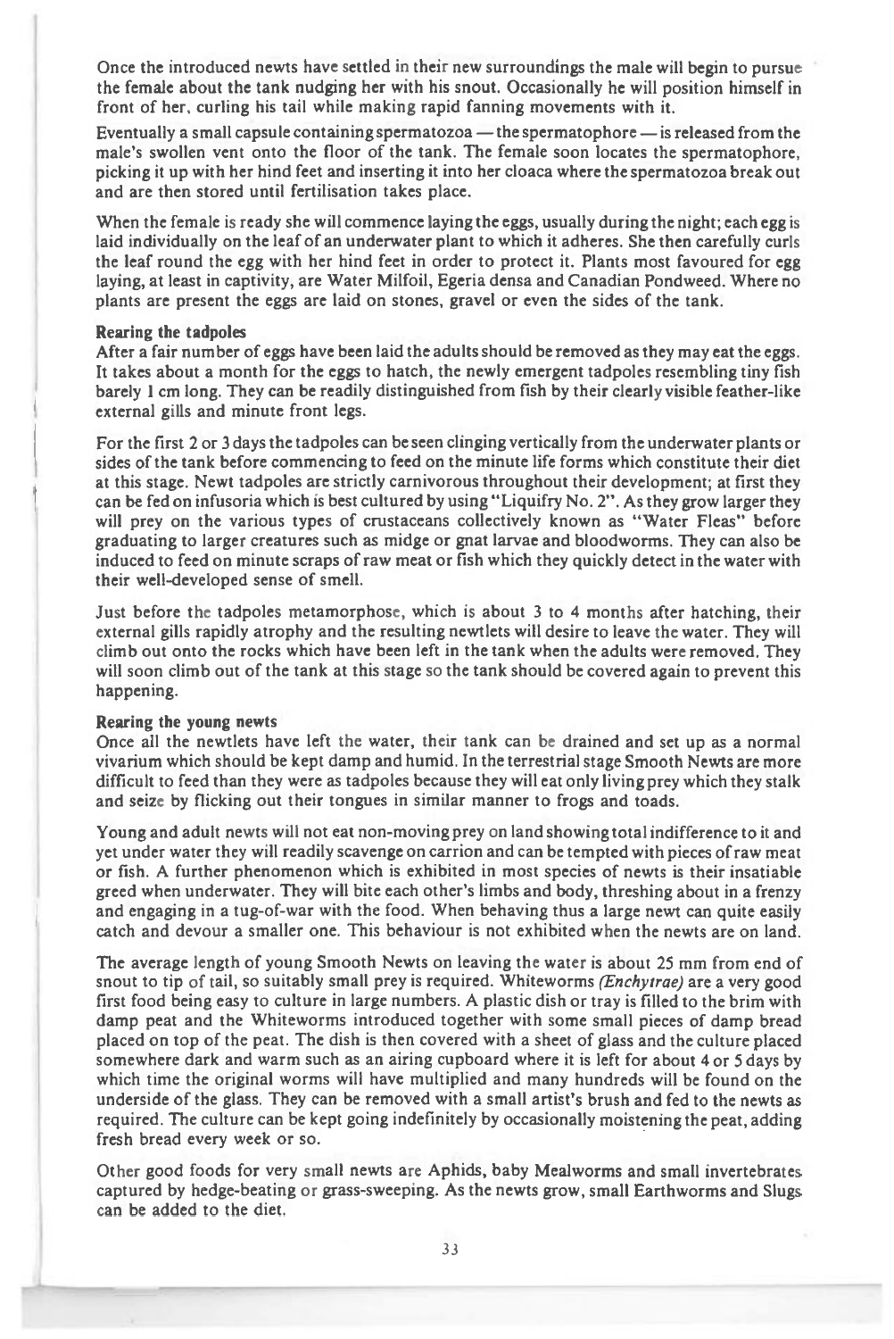Once the introduced newts have settled in their new surroundings the male will begin to pursue the female about the tank nudging her with his snout. Occasionally he will position himself in front of her, curling his tail while making rapid fanning movements with it.

Eventually a small capsule containing spermatozoa — the spermatophore — is released from the male's swollen vent onto the floor of the tank. The female soon locates the spermatophore, picking it up with her hind feet and inserting it into her cloaca where the spermatozoa break out and are then stored until fertilisation takes place.

When the female is ready she will commence laying the eggs, usually during the night; each egg is laid individually on the leaf of an underwater plant to which it adheres. She then carefully curls the leaf round the egg with her hind feet in order to protect it. Plants most favoured for egg laying, at least in captivity, are Water Milfoil, Egeria densa and Canadian Pondweed. Where no plants are present the eggs are laid on stones, gravel or even the sides of the tank.

**Rearing the tadpoles**

After a fair number of eggs have been laid the adults should be removed as they may eat the eggs. It takes about a month for the eggs to hatch, the newly emergent tadpoles resembling tiny fish barely 1 cm long. They can be readily distinguished from fish by their clearly visible feather-like external gills and minute front legs.

For the first 2 or 3 days the tadpoles can be seen clinging vertically from the underwater plants or sides of the tank before commencing to feed on the minute life forms which constitute their diet at this stage. Newt tadpoles are strictly carnivorous throughout their development; at first they can be fed on infusoria which is best cultured by using "Liquifry No. 2". As they grow larger they will prey on the various types of crustaceans collectively known as "Water Fleas" before graduating to larger creatures such as midge or gnat larvae and bloodworms. They can also be induced to feed on minute scraps of raw meat or fish which they quickly detect in the water with their well-developed sense of smell.

Just before the tadpoles metamorphose, which is about 3 to 4 months after hatching, their external gills rapidly atrophy and the resulting newtlets will desire to leave the water. They will climb out onto the rocks which have been left in the tank when the adults were removed. They will soon climb out of the tank at this stage so the tank should be covered again to prevent this happening.

**Rearing the young newts**

Once all the newtlets have left the water, their tank can be drained and set up as a normal vivarium which should be kept damp and humid. In the terrestrial stage Smooth Newts are more difficult to feed than they were as tadpoles because they will eat only living prey which they stalk and seize by flicking out their tongues in similar manner to frogs and toads.

Young and adult newts will not eat non-moving prey on land showing total indifference to it and yet under water they will readily scavenge on carrion and can be tempted with pieces of raw meat or fish. A further phenomenon which is exhibited in most species of newts is their insatiable greed when underwater. They will bite each other's limbs and body, threshing about in a frenzy and engaging in a tug-of-war with the food. When behaving thus a large newt can quite easily catch and devour a smaller one. This behaviour is not exhibited when the newts are on land.

The average length of young Smooth Newts on leaving the water is about 25 mm from end of snout to tip of tail, so suitably small prey is required. Whiteworms *(Enchytrae)* are a very good first food being easy to culture in large numbers. A plastic dish or tray is filled to the brim with damp peat and the Whiteworms introduced together with some small pieces of damp bread placed on top of the peat. The dish is then covered with a sheet of glass and the culture placed somewhere dark and warm such as an airing cupboard where it is left for about 4 or 5 days by which time the original worms will have multiplied and many hundreds will be found on the underside of the glass. They can be removed with a small artist's brush and fed to the newts as required. The culture can be kept going indefinitely by occasionally moistening the peat, adding fresh bread every week or so.

Other good foods for very small newts are Aphids, baby Mealworms and small invertebrates captured by hedge-beating or grass-sweeping. As the newts grow, small Earthworms and Slugs can be added to the diet.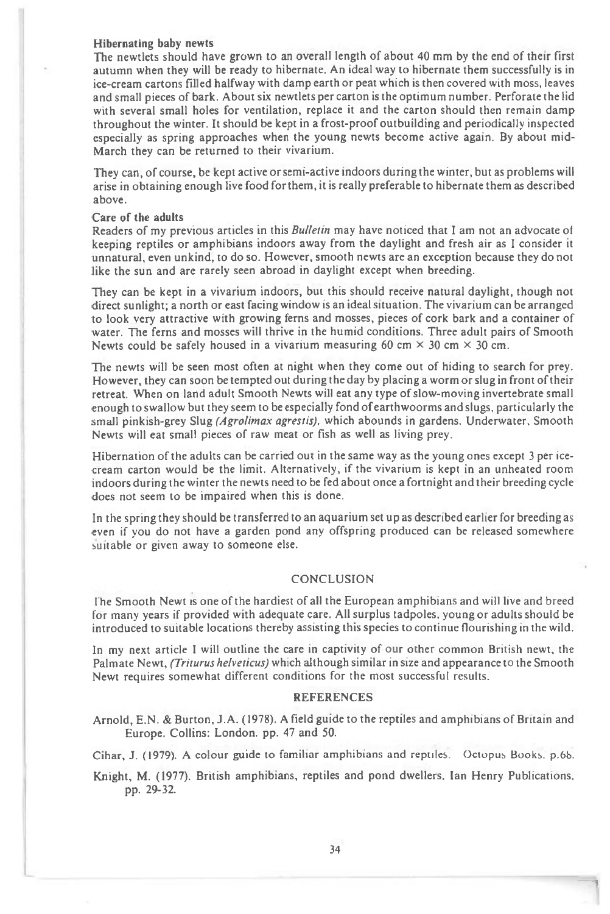### Hibernating baby newts

The newtlets should have grown to an overall length of about 40 mm by the end of their first autumn when they will be ready to hibernate. An ideal way to hibernate them successfully is in ice-cream cartons filled halfway with damp earth or peat which is then covered with moss, leaves and small pieces of bark. About six newtlets per carton is the optimum number. Perforate the lid with several small holes for ventilation, replace it and the carton should then remain damp throughout the winter. It should be kept in a frost-proof outbuilding and periodically inspected especially as spring approaches when the young newts become active again. By about mid-March they can be returned to their vivarium.

They can, of course, be kept active or semi-active indoors during the winter, but as problems will arise in obtaining enough live food for them, it is really preferable to hibernate them as described above.

### Care of the adults

Readers of my previous articles in this *Bulletin* may have noticed that I am not an advocate of keeping reptiles or amphibians indoors away from the daylight and fresh air as I consider it unnatural, even unkind, to do so. However, smooth newts are an exception because they do not like the sun and are rarely seen abroad in daylight except when breeding.

They can be kept in a vivarium indoors, but this should receive natural daylight, though not direct sunlight; a north or east facing window is an ideal situation. The vivarium can be arranged to look very attractive with growing ferns and mosses, pieces of cork bark and a container of water. The ferns and mosses will thrive in the humid conditions. Three adult pairs of Smooth Newts could be safely housed in a vivarium measuring 60 cm × 30 cm × 30 cm.

The newts will be seen most often at night when they come out of hiding to search for prey. However, they can soon be tempted out during the day by placing a worm or slug in front of their retreat. When on land adult Smooth Newts will eat any type of slow-moving invertebrate small enough to swallow but they seem to be especially fond of earthwoorms and slugs, particularly the small pinkish-grey Slug *(Agrolimax agrestis)*, which abounds in gardens. Underwater, Smooth Newts will eat small pieces of raw meat or fish as well as living prey.

Hibernation of the adults can be carried out in the same way as the young ones except 3 per ice-cream carton would be the limit. Alternatively, if the vivarium is kept in an unheated room indoors during the winter the newts need to be fed about once a fortnight and their breeding cycle does not seem to be impaired when this is done.

In the spring they should be transferred to an aquarium set up as described earlier for breeding as even if you do not have a garden pond any offspring produced can be released somewhere suitable or given away to someone else.

## CONCLUSION

The Smooth Newt is one of the hardiest of all the European amphibians and will live and breed for many years if provided with adequate care. All surplus tadpoles, young or adults should be introduced to suitable locations thereby assisting this species to continue flourishing in the wild.

In my next article I will outline the care in captivity of our other common British newt, the Palmate Newt, *(Triturus helveticus)* which although similar in size and appearance to the Smooth Newt requires somewhat different conditions for the most successful results.

## REFERENCES

Arnold, E.N. & Burton, J.A. (1978). A field guide to the reptiles and amphibians of Britain and Europe. Collins: London. pp. 47 and 50.

Cihar, J. (1979). A colour guide to familiar amphibians and reptiles. Octopus Books. p.66.

Knight, M. (1977). British amphibians, reptiles and pond dwellers. Ian Henry Publications. pp. 29-32.